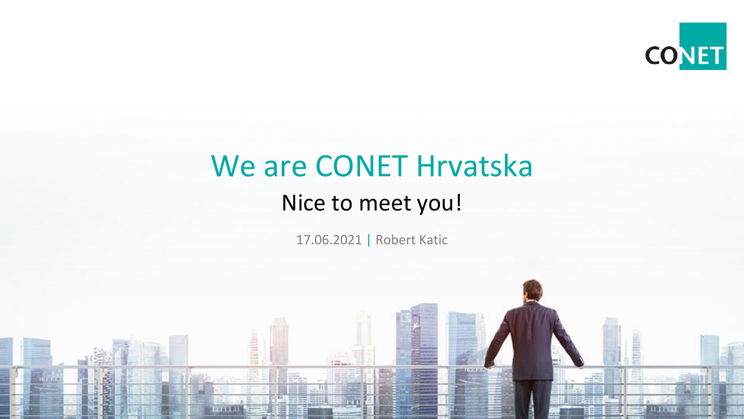# We are CONET Hrvatska

## Nice to meet you!

17.06.2021 | Robert Katic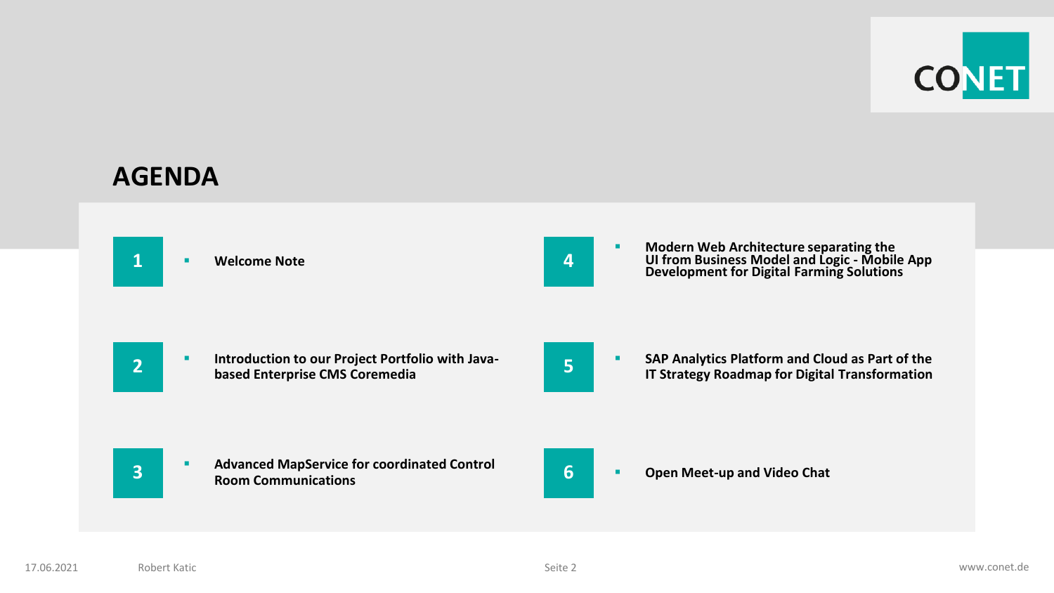# AGENDA

1. Welcome Note
2. Introduction to our Project Portfolio with Java-based Enterprise CMS Coremedia
3. Advanced MapService for coordinated Control Room Communications
4. Modern Web Architecture separating the UI from Business Model and Logic - Mobile App Development for Digital Farming Solutions
5. SAP Analytics Platform and Cloud as Part of the IT Strategy Roadmap for Digital Transformation
6. Open Meet-up and Video Chat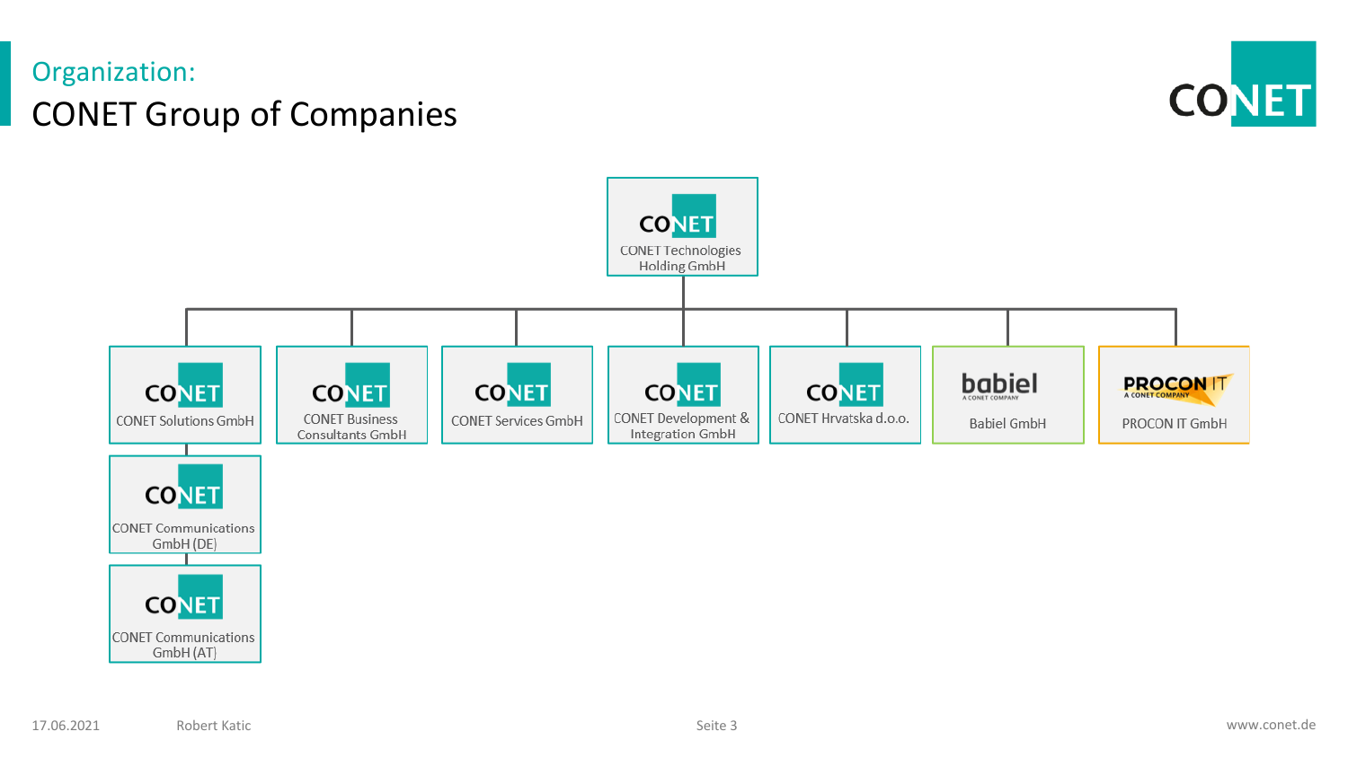## Organization:
# CONET Group of Companies

CONET Technologies Holding GmbH

- CONET Solutions GmbH
  - CONET Communications GmbH (DE)
    - CONET Communications GmbH (AT)
- CONET Business Consultants GmbH
- CONET Services GmbH
- CONET Development & Integration GmbH
- CONET Hrvatska d.o.o.
- Babiel GmbH
- PROCON IT GmbH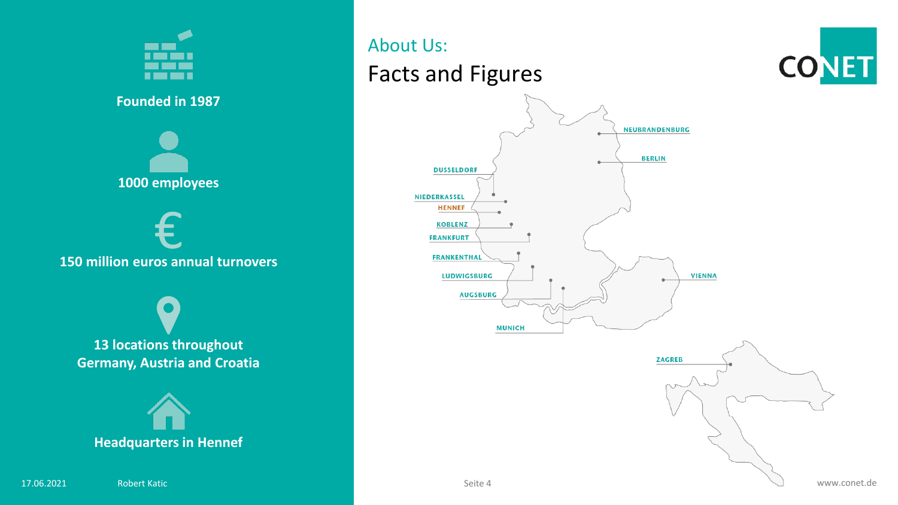# About Us:
## Facts and Figures

CONET

**Founded in 1987**

**1000 employees**

**150 million euros annual turnovers**

**13 locations throughout Germany, Austria and Croatia**

**Headquarters in Hennef**

NEUBRANDENBURG
BERLIN
DUSSELDORF
NIEDERKASSEL
HENNEF
KOBLENZ
FRANKFURT
FRANKENTHAL
LUDWIGSBURG
AUGSBURG
MUNICH
VIENNA
ZAGREB

17.06.2021 Robert Katic

www.conet.de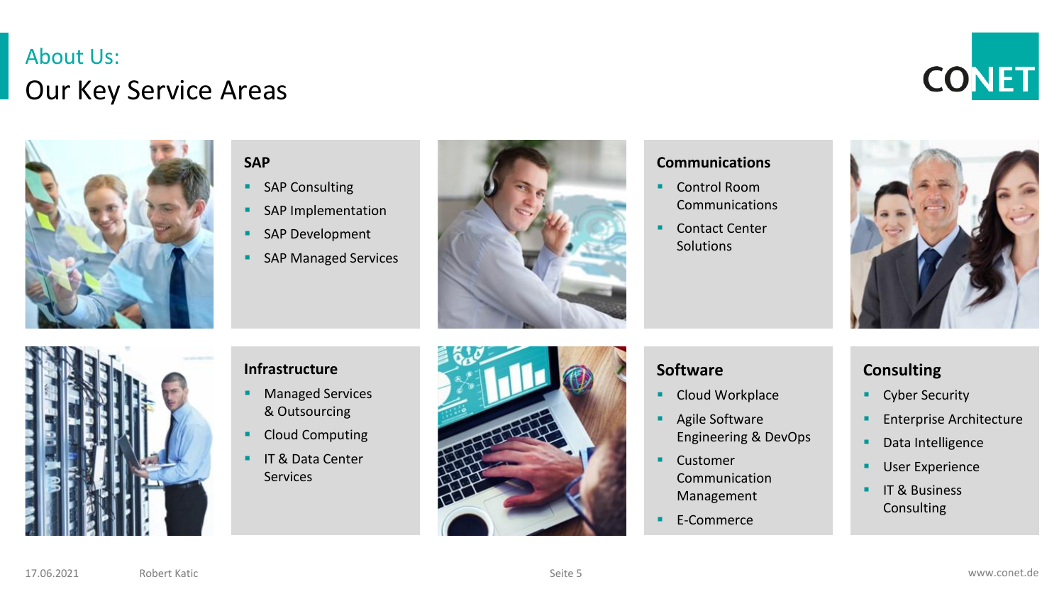About Us:

# Our Key Service Areas

CONET

### SAP

- SAP Consulting
- SAP Implementation
- SAP Development
- SAP Managed Services

### Communications

- Control Room Communications
- Contact Center Solutions

### Infrastructure

- Managed Services & Outsourcing
- Cloud Computing
- IT & Data Center Services

### Software

- Cloud Workplace
- Agile Software Engineering & DevOps
- Customer Communication Management
- E-Commerce

### Consulting

- Cyber Security
- Enterprise Architecture
- Data Intelligence
- User Experience
- IT & Business Consulting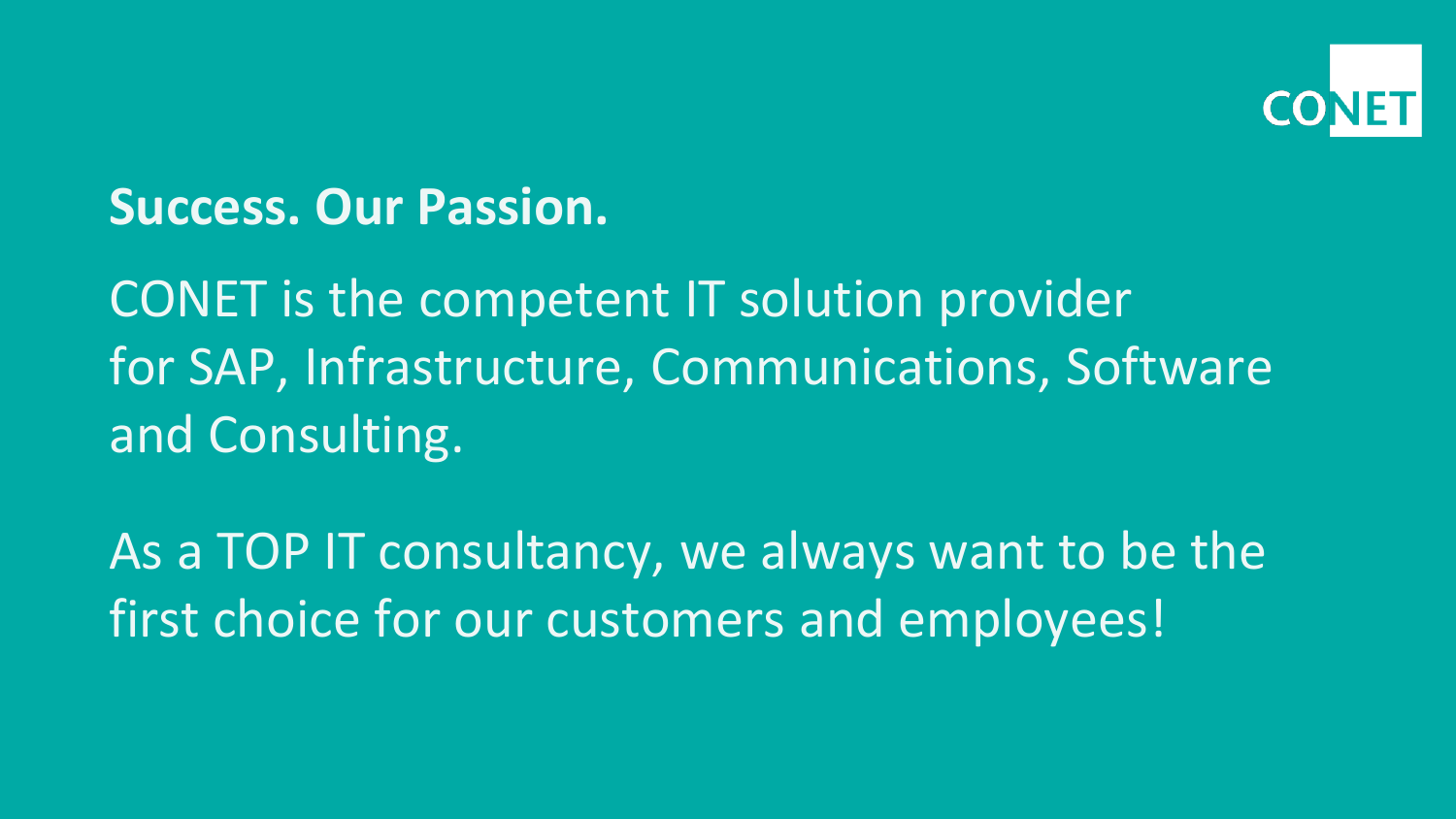**Success. Our Passion.**

CONET is the competent IT solution provider for SAP, Infrastructure, Communications, Software and Consulting.

As a TOP IT consultancy, we always want to be the first choice for our customers and employees!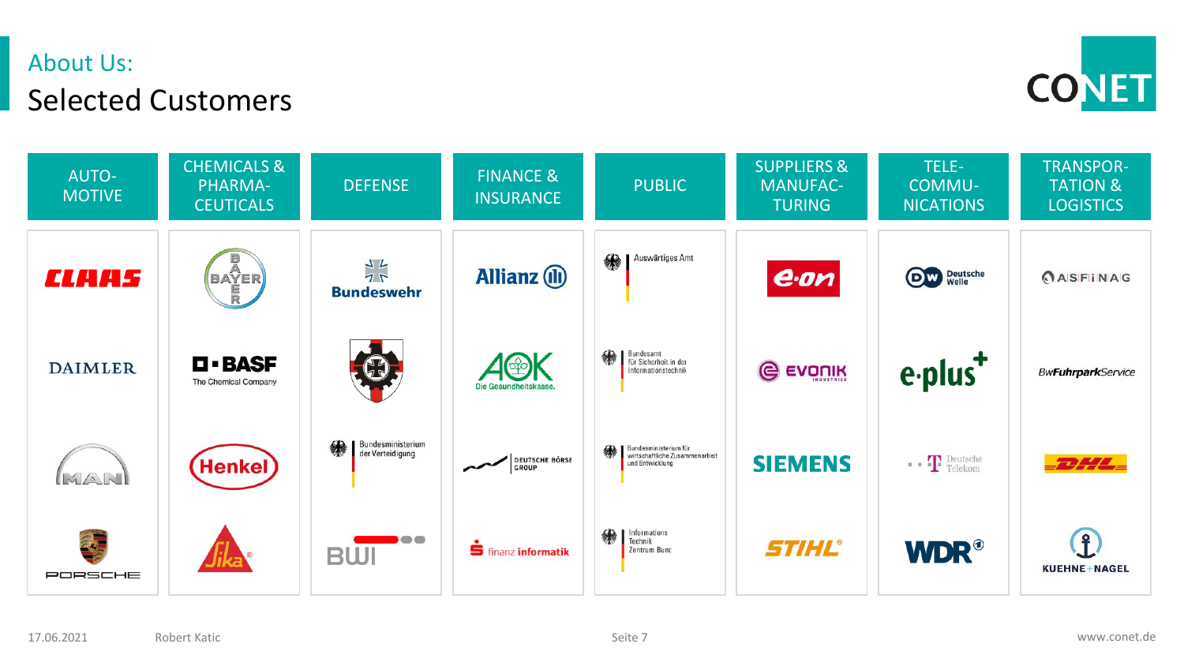# About Us:
## Selected Customers

| AUTO-MOTIVE | CHEMICALS & PHARMA-CEUTICALS | DEFENSE | FINANCE & INSURANCE | PUBLIC | SUPPLIERS & MANUFAC-TURING | TELE-COMMU-NICATIONS | TRANSPOR-TATION & LOGISTICS |
|---|---|---|---|---|---|---|---|
| CLAAS | BAYER | Bundeswehr | Allianz | Auswärtiges Amt | e.on | Deutsche Welle | ASFINAG |
| DAIMLER | BASF The Chemical Company | | AOK Die Gesundheitskasse. | Bundesamt für Sicherheit in der Informationstechnik | EVONIK INDUSTRIES | e·plus | BwFuhrparkService |
| MAN | Henkel | Bundesministerium der Verteidigung | DEUTSCHE BÖRSE GROUP | Bundesministerium für wirtschaftliche Zusammenarbeit und Entwicklung | SIEMENS | Deutsche Telekom | DHL |
| PORSCHE | Sika | BWI | finanz informatik | Informations Technik Zentrum Bund | STIHL | WDR | KUEHNE+NAGEL |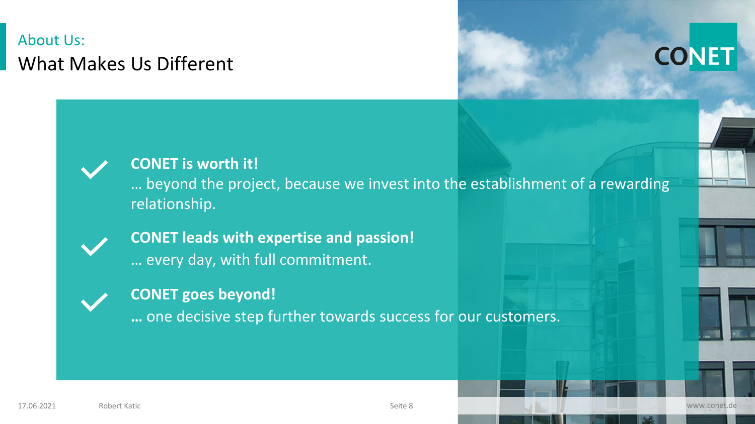## About Us:

# What Makes Us Different

- **CONET is worth it!**
  … beyond the project, because we invest into the establishment of a rewarding relationship.

- **CONET leads with expertise and passion!**
  … every day, with full commitment.

- **CONET goes beyond!**
  **…** one decisive step further towards success for our customers.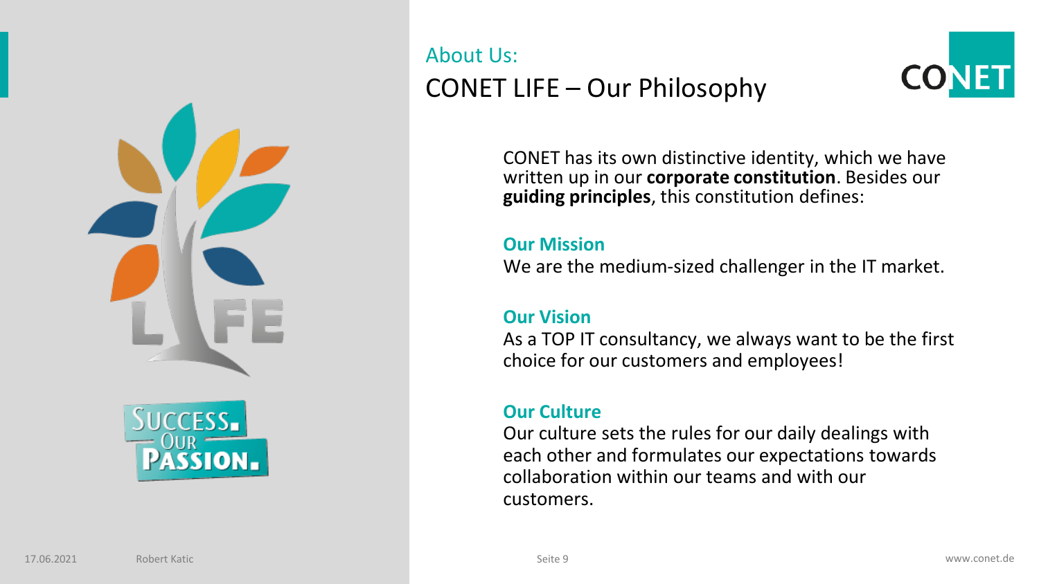About Us:

# CONET LIFE – Our Philosophy

CONET has its own distinctive identity, which we have written up in our **corporate constitution**. Besides our **guiding principles**, this constitution defines:

**Our Mission**

We are the medium-sized challenger in the IT market.

**Our Vision**

As a TOP IT consultancy, we always want to be the first choice for our customers and employees!

**Our Culture**

Our culture sets the rules for our daily dealings with each other and formulates our expectations towards collaboration within our teams and with our customers.